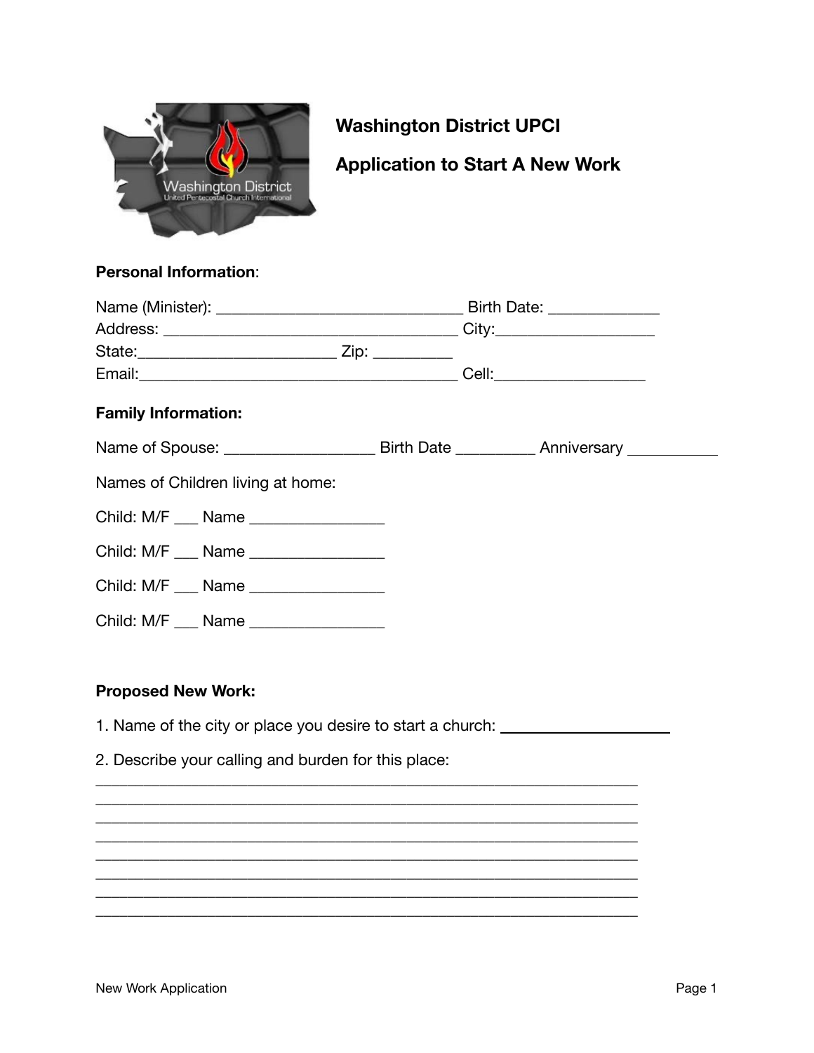# Washington District UPCI

## Application to Start A New Work

**Personal Information**:

Name (Minister): ______________________________ Birth Date: _____________
Address: ___________________________________ City:__________________
State:_______________________ Zip: _________
Email:_______________________________________ Cell:_________________

**Family Information:**

Name of Spouse: _________________ Birth Date _________ Anniversary ___________

Names of Children living at home:

Child: M/F ___ Name _______________

Child: M/F ___ Name _______________

Child: M/F ___ Name _______________

Child: M/F ___ Name _______________

**Proposed New Work:**

1. Name of the city or place you desire to start a church: ____________________

2. Describe your calling and burden for this place:
_________________________________________________________________
_________________________________________________________________
_________________________________________________________________
_________________________________________________________________
_________________________________________________________________
_________________________________________________________________
_________________________________________________________________
_________________________________________________________________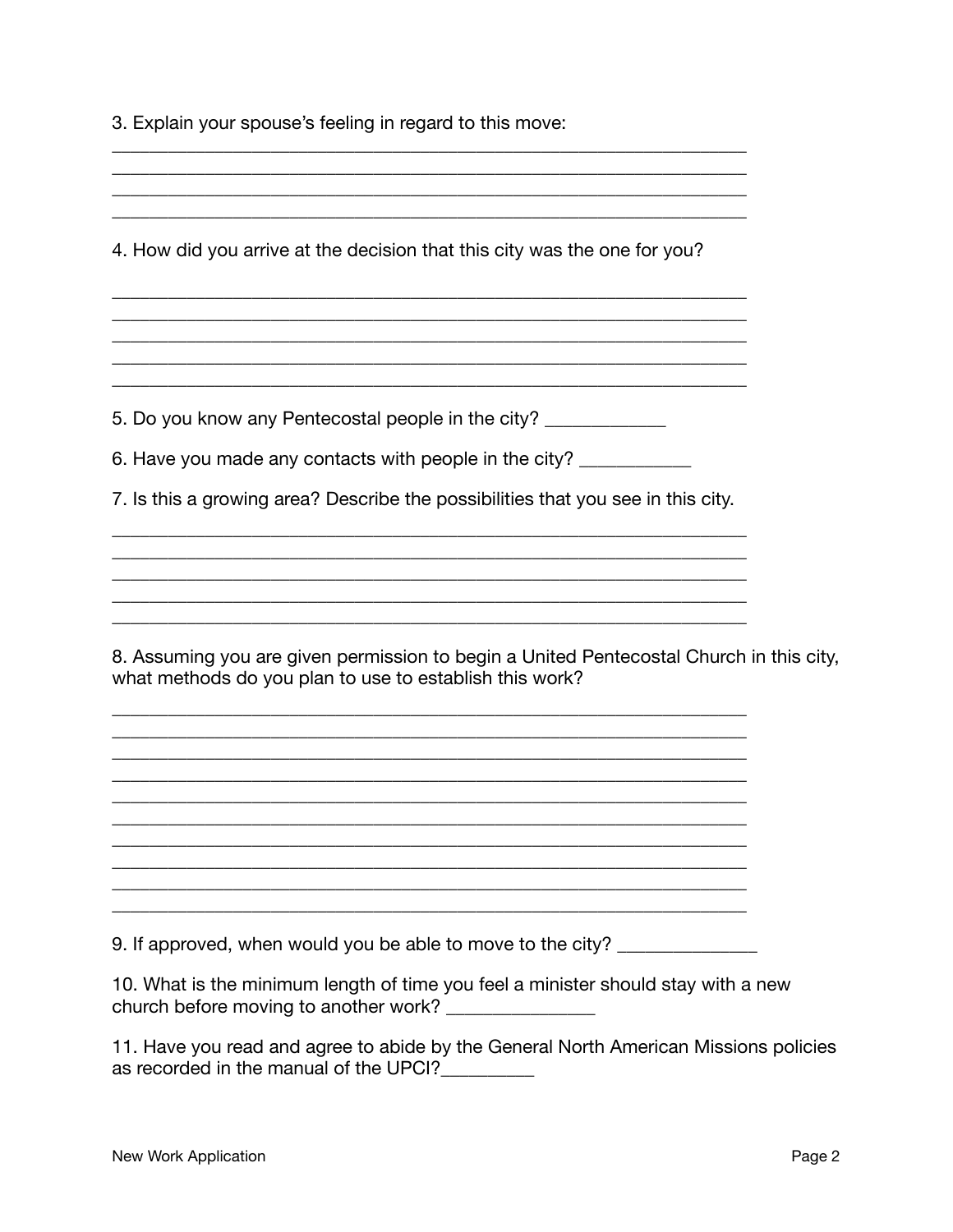3. Explain your spouse's feeling in regard to this move:

_________________________________________________________________
_________________________________________________________________
_________________________________________________________________
_________________________________________________________________

4. How did you arrive at the decision that this city was the one for you?

_________________________________________________________________
_________________________________________________________________
_________________________________________________________________
_________________________________________________________________
_________________________________________________________________

5. Do you know any Pentecostal people in the city? ____________

6. Have you made any contacts with people in the city? ___________

7. Is this a growing area? Describe the possibilities that you see in this city.

_________________________________________________________________
_________________________________________________________________
_________________________________________________________________
_________________________________________________________________
_________________________________________________________________

8. Assuming you are given permission to begin a United Pentecostal Church in this city, what methods do you plan to use to establish this work?

_________________________________________________________________
_________________________________________________________________
_________________________________________________________________
_________________________________________________________________
_________________________________________________________________
_________________________________________________________________
_________________________________________________________________
_________________________________________________________________
_________________________________________________________________
_________________________________________________________________

9. If approved, when would you be able to move to the city? ______________

10. What is the minimum length of time you feel a minister should stay with a new church before moving to another work? _______________

11. Have you read and agree to abide by the General North American Missions policies as recorded in the manual of the UPCI?_________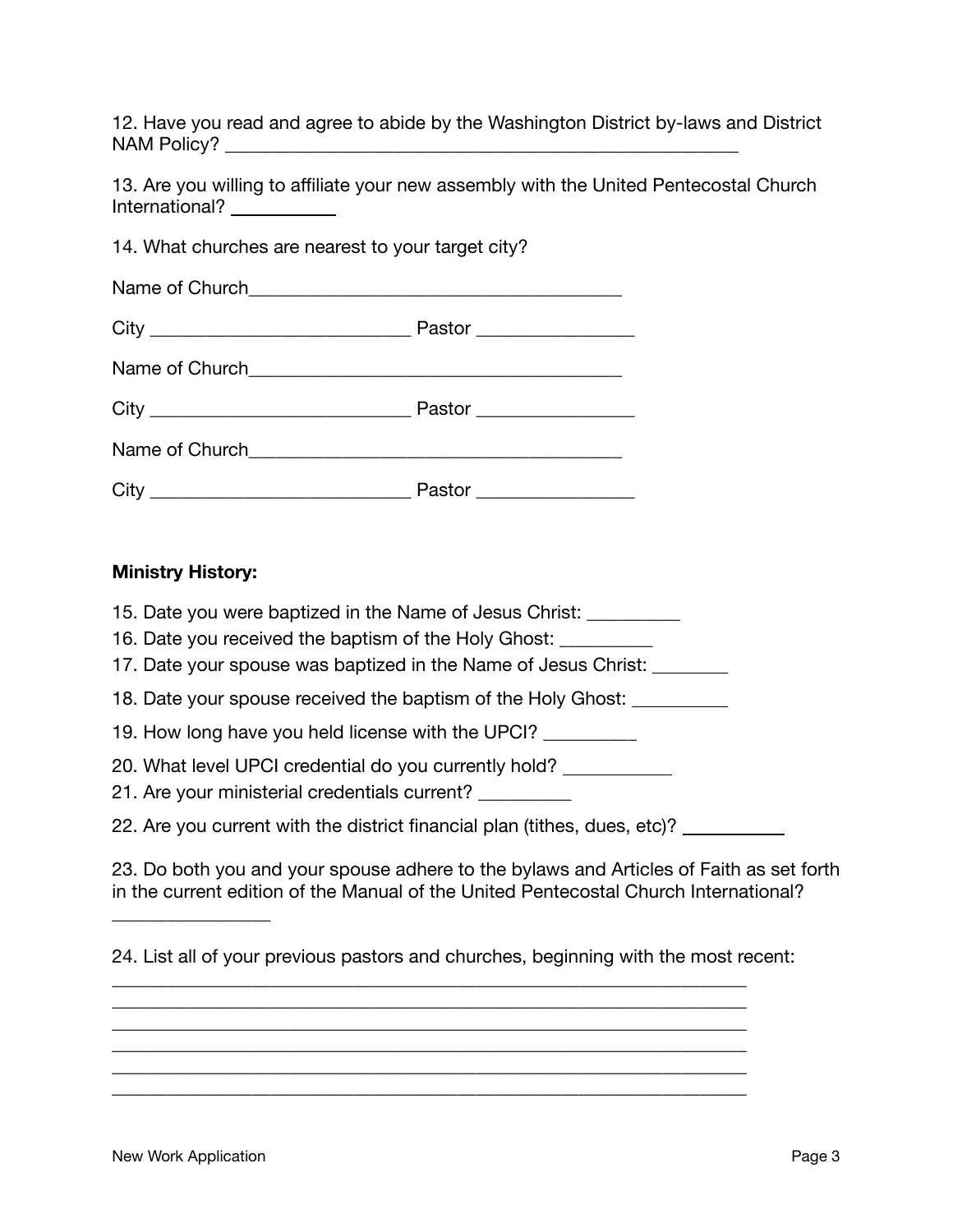12. Have you read and agree to abide by the Washington District by-laws and District NAM Policy? ____________________________________________________

13. Are you willing to affiliate your new assembly with the United Pentecostal Church International? __________

14. What churches are nearest to your target city?

Name of Church______________________________________

City __________________________ Pastor ________________

Name of Church______________________________________

City __________________________ Pastor ________________

Name of Church______________________________________

City __________________________ Pastor ________________

**Ministry History:**

15. Date you were baptized in the Name of Jesus Christ: _________

16. Date you received the baptism of the Holy Ghost: _________

17. Date your spouse was baptized in the Name of Jesus Christ: ________

18. Date your spouse received the baptism of the Holy Ghost: __________

19. How long have you held license with the UPCI? _________

20. What level UPCI credential do you currently hold? ___________

21. Are your ministerial credentials current? _________

22. Are you current with the district financial plan (tithes, dues, etc)? __________

23. Do both you and your spouse adhere to the bylaws and Articles of Faith as set forth in the current edition of the Manual of the United Pentecostal Church International?

________________

24. List all of your previous pastors and churches, beginning with the most recent:

_________________________________________________________________

_________________________________________________________________

_________________________________________________________________

_________________________________________________________________

_________________________________________________________________

_________________________________________________________________

New Work Application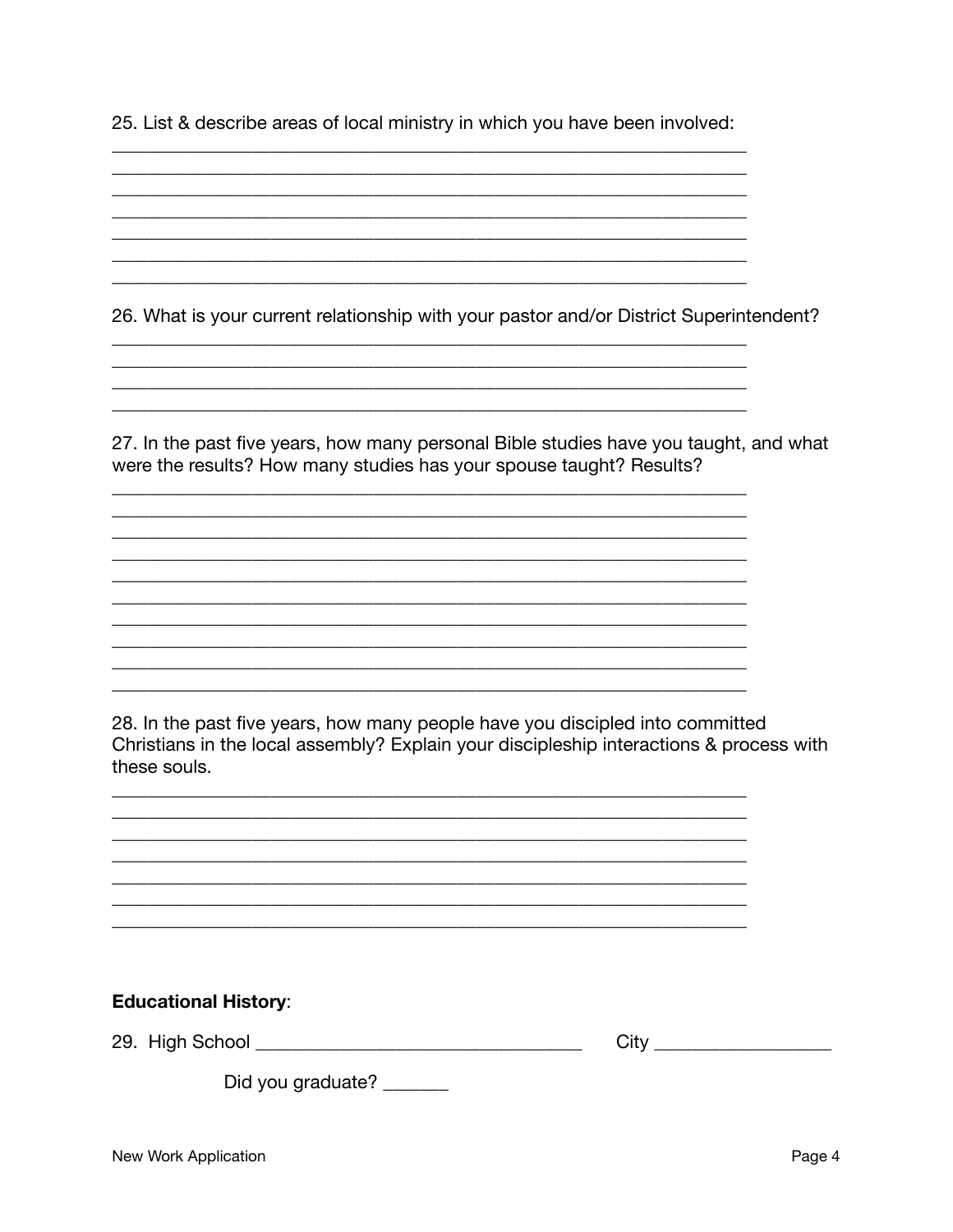25. List & describe areas of local ministry in which you have been involved:

\_\_\_\_\_\_\_\_\_\_\_\_\_\_\_\_\_\_\_\_\_\_\_\_\_\_\_\_\_\_\_\_\_\_\_\_\_\_\_\_\_\_\_\_\_\_\_\_\_\_\_\_\_\_\_\_\_\_\_\_\_\_\_\_\_\_

\_\_\_\_\_\_\_\_\_\_\_\_\_\_\_\_\_\_\_\_\_\_\_\_\_\_\_\_\_\_\_\_\_\_\_\_\_\_\_\_\_\_\_\_\_\_\_\_\_\_\_\_\_\_\_\_\_\_\_\_\_\_\_\_\_\_

\_\_\_\_\_\_\_\_\_\_\_\_\_\_\_\_\_\_\_\_\_\_\_\_\_\_\_\_\_\_\_\_\_\_\_\_\_\_\_\_\_\_\_\_\_\_\_\_\_\_\_\_\_\_\_\_\_\_\_\_\_\_\_\_\_\_

\_\_\_\_\_\_\_\_\_\_\_\_\_\_\_\_\_\_\_\_\_\_\_\_\_\_\_\_\_\_\_\_\_\_\_\_\_\_\_\_\_\_\_\_\_\_\_\_\_\_\_\_\_\_\_\_\_\_\_\_\_\_\_\_\_\_

\_\_\_\_\_\_\_\_\_\_\_\_\_\_\_\_\_\_\_\_\_\_\_\_\_\_\_\_\_\_\_\_\_\_\_\_\_\_\_\_\_\_\_\_\_\_\_\_\_\_\_\_\_\_\_\_\_\_\_\_\_\_\_\_\_\_

\_\_\_\_\_\_\_\_\_\_\_\_\_\_\_\_\_\_\_\_\_\_\_\_\_\_\_\_\_\_\_\_\_\_\_\_\_\_\_\_\_\_\_\_\_\_\_\_\_\_\_\_\_\_\_\_\_\_\_\_\_\_\_\_\_\_

\_\_\_\_\_\_\_\_\_\_\_\_\_\_\_\_\_\_\_\_\_\_\_\_\_\_\_\_\_\_\_\_\_\_\_\_\_\_\_\_\_\_\_\_\_\_\_\_\_\_\_\_\_\_\_\_\_\_\_\_\_\_\_\_\_\_

26. What is your current relationship with your pastor and/or District Superintendent?

\_\_\_\_\_\_\_\_\_\_\_\_\_\_\_\_\_\_\_\_\_\_\_\_\_\_\_\_\_\_\_\_\_\_\_\_\_\_\_\_\_\_\_\_\_\_\_\_\_\_\_\_\_\_\_\_\_\_\_\_\_\_\_\_\_\_

\_\_\_\_\_\_\_\_\_\_\_\_\_\_\_\_\_\_\_\_\_\_\_\_\_\_\_\_\_\_\_\_\_\_\_\_\_\_\_\_\_\_\_\_\_\_\_\_\_\_\_\_\_\_\_\_\_\_\_\_\_\_\_\_\_\_

\_\_\_\_\_\_\_\_\_\_\_\_\_\_\_\_\_\_\_\_\_\_\_\_\_\_\_\_\_\_\_\_\_\_\_\_\_\_\_\_\_\_\_\_\_\_\_\_\_\_\_\_\_\_\_\_\_\_\_\_\_\_\_\_\_\_

\_\_\_\_\_\_\_\_\_\_\_\_\_\_\_\_\_\_\_\_\_\_\_\_\_\_\_\_\_\_\_\_\_\_\_\_\_\_\_\_\_\_\_\_\_\_\_\_\_\_\_\_\_\_\_\_\_\_\_\_\_\_\_\_\_\_

27. In the past five years, how many personal Bible studies have you taught, and what were the results? How many studies has your spouse taught? Results?

\_\_\_\_\_\_\_\_\_\_\_\_\_\_\_\_\_\_\_\_\_\_\_\_\_\_\_\_\_\_\_\_\_\_\_\_\_\_\_\_\_\_\_\_\_\_\_\_\_\_\_\_\_\_\_\_\_\_\_\_\_\_\_\_\_\_

\_\_\_\_\_\_\_\_\_\_\_\_\_\_\_\_\_\_\_\_\_\_\_\_\_\_\_\_\_\_\_\_\_\_\_\_\_\_\_\_\_\_\_\_\_\_\_\_\_\_\_\_\_\_\_\_\_\_\_\_\_\_\_\_\_\_

\_\_\_\_\_\_\_\_\_\_\_\_\_\_\_\_\_\_\_\_\_\_\_\_\_\_\_\_\_\_\_\_\_\_\_\_\_\_\_\_\_\_\_\_\_\_\_\_\_\_\_\_\_\_\_\_\_\_\_\_\_\_\_\_\_\_

\_\_\_\_\_\_\_\_\_\_\_\_\_\_\_\_\_\_\_\_\_\_\_\_\_\_\_\_\_\_\_\_\_\_\_\_\_\_\_\_\_\_\_\_\_\_\_\_\_\_\_\_\_\_\_\_\_\_\_\_\_\_\_\_\_\_

\_\_\_\_\_\_\_\_\_\_\_\_\_\_\_\_\_\_\_\_\_\_\_\_\_\_\_\_\_\_\_\_\_\_\_\_\_\_\_\_\_\_\_\_\_\_\_\_\_\_\_\_\_\_\_\_\_\_\_\_\_\_\_\_\_\_

\_\_\_\_\_\_\_\_\_\_\_\_\_\_\_\_\_\_\_\_\_\_\_\_\_\_\_\_\_\_\_\_\_\_\_\_\_\_\_\_\_\_\_\_\_\_\_\_\_\_\_\_\_\_\_\_\_\_\_\_\_\_\_\_\_\_

\_\_\_\_\_\_\_\_\_\_\_\_\_\_\_\_\_\_\_\_\_\_\_\_\_\_\_\_\_\_\_\_\_\_\_\_\_\_\_\_\_\_\_\_\_\_\_\_\_\_\_\_\_\_\_\_\_\_\_\_\_\_\_\_\_\_

\_\_\_\_\_\_\_\_\_\_\_\_\_\_\_\_\_\_\_\_\_\_\_\_\_\_\_\_\_\_\_\_\_\_\_\_\_\_\_\_\_\_\_\_\_\_\_\_\_\_\_\_\_\_\_\_\_\_\_\_\_\_\_\_\_\_

\_\_\_\_\_\_\_\_\_\_\_\_\_\_\_\_\_\_\_\_\_\_\_\_\_\_\_\_\_\_\_\_\_\_\_\_\_\_\_\_\_\_\_\_\_\_\_\_\_\_\_\_\_\_\_\_\_\_\_\_\_\_\_\_\_\_

\_\_\_\_\_\_\_\_\_\_\_\_\_\_\_\_\_\_\_\_\_\_\_\_\_\_\_\_\_\_\_\_\_\_\_\_\_\_\_\_\_\_\_\_\_\_\_\_\_\_\_\_\_\_\_\_\_\_\_\_\_\_\_\_\_\_

28. In the past five years, how many people have you discipled into committed Christians in the local assembly? Explain your discipleship interactions & process with these souls.

\_\_\_\_\_\_\_\_\_\_\_\_\_\_\_\_\_\_\_\_\_\_\_\_\_\_\_\_\_\_\_\_\_\_\_\_\_\_\_\_\_\_\_\_\_\_\_\_\_\_\_\_\_\_\_\_\_\_\_\_\_\_\_\_\_\_

\_\_\_\_\_\_\_\_\_\_\_\_\_\_\_\_\_\_\_\_\_\_\_\_\_\_\_\_\_\_\_\_\_\_\_\_\_\_\_\_\_\_\_\_\_\_\_\_\_\_\_\_\_\_\_\_\_\_\_\_\_\_\_\_\_\_

\_\_\_\_\_\_\_\_\_\_\_\_\_\_\_\_\_\_\_\_\_\_\_\_\_\_\_\_\_\_\_\_\_\_\_\_\_\_\_\_\_\_\_\_\_\_\_\_\_\_\_\_\_\_\_\_\_\_\_\_\_\_\_\_\_\_

\_\_\_\_\_\_\_\_\_\_\_\_\_\_\_\_\_\_\_\_\_\_\_\_\_\_\_\_\_\_\_\_\_\_\_\_\_\_\_\_\_\_\_\_\_\_\_\_\_\_\_\_\_\_\_\_\_\_\_\_\_\_\_\_\_\_

\_\_\_\_\_\_\_\_\_\_\_\_\_\_\_\_\_\_\_\_\_\_\_\_\_\_\_\_\_\_\_\_\_\_\_\_\_\_\_\_\_\_\_\_\_\_\_\_\_\_\_\_\_\_\_\_\_\_\_\_\_\_\_\_\_\_

\_\_\_\_\_\_\_\_\_\_\_\_\_\_\_\_\_\_\_\_\_\_\_\_\_\_\_\_\_\_\_\_\_\_\_\_\_\_\_\_\_\_\_\_\_\_\_\_\_\_\_\_\_\_\_\_\_\_\_\_\_\_\_\_\_\_

\_\_\_\_\_\_\_\_\_\_\_\_\_\_\_\_\_\_\_\_\_\_\_\_\_\_\_\_\_\_\_\_\_\_\_\_\_\_\_\_\_\_\_\_\_\_\_\_\_\_\_\_\_\_\_\_\_\_\_\_\_\_\_\_\_\_

**Educational History**:

29. High School \_\_\_\_\_\_\_\_\_\_\_\_\_\_\_\_\_\_\_\_\_\_\_\_\_\_\_\_\_\_\_\_ City \_\_\_\_\_\_\_\_\_\_\_\_\_\_\_\_\_\_

Did you graduate? \_\_\_\_\_\_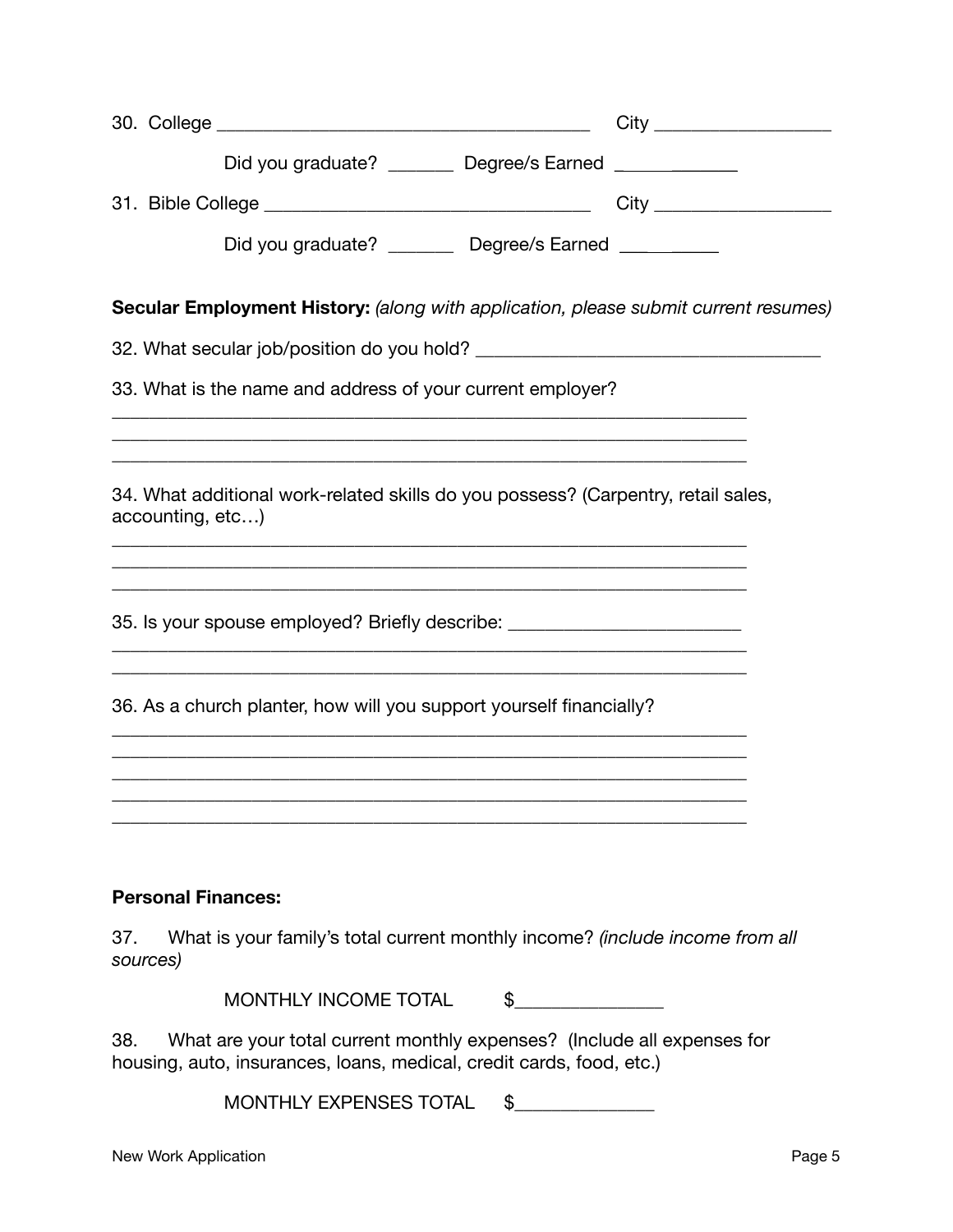30. College ______________________________________ City _________________

Did you graduate? _______ Degree/s Earned ____________

31. Bible College ________________________________ City _________________

Did you graduate? _______ Degree/s Earned __________

**Secular Employment History:** *(along with application, please submit current resumes)*

32. What secular job/position do you hold? ___________________________________

33. What is the name and address of your current employer?

_________________________________________________________________

_________________________________________________________________

_________________________________________________________________

34. What additional work-related skills do you possess? (Carpentry, retail sales, accounting, etc…)

_________________________________________________________________

_________________________________________________________________

_________________________________________________________________

35. Is your spouse employed? Briefly describe: _______________________

_________________________________________________________________

_________________________________________________________________

36. As a church planter, how will you support yourself financially?

_________________________________________________________________

_________________________________________________________________

_________________________________________________________________

_________________________________________________________________

_________________________________________________________________

**Personal Finances:**

37. What is your family's total current monthly income? *(include income from all sources)*

MONTHLY INCOME TOTAL $_______________

38. What are your total current monthly expenses? (Include all expenses for housing, auto, insurances, loans, medical, credit cards, food, etc.)

MONTHLY EXPENSES TOTAL $______________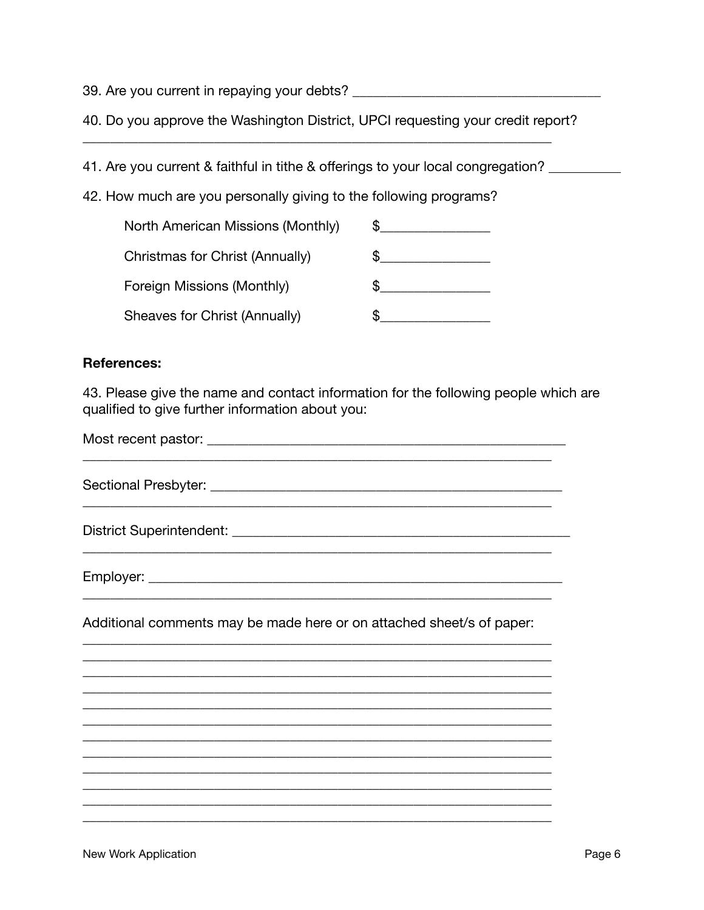39. Are you current in repaying your debts? ___________________________________

40. Do you approve the Washington District, UPCI requesting your credit report?
_________________________________________________________________

41. Are you current & faithful in tithe & offerings to your local congregation? __________

42. How much are you personally giving to the following programs?

| | |
|---|---|
| North American Missions (Monthly) | $_______________ |
| Christmas for Christ (Annually) | $_______________ |
| Foreign Missions (Monthly) | $_______________ |
| Sheaves for Christ (Annually) | $_______________ |

**References:**

43. Please give the name and contact information for the following people which are qualified to give further information about you:

Most recent pastor: __________________________________________________
_________________________________________________________________

Sectional Presbyter: _________________________________________________
_________________________________________________________________

District Superintendent: ______________________________________________
_________________________________________________________________

Employer: __________________________________________________________
_________________________________________________________________

Additional comments may be made here or on attached sheet/s of paper:
_________________________________________________________________
_________________________________________________________________
_________________________________________________________________
_________________________________________________________________
_________________________________________________________________
_________________________________________________________________
_________________________________________________________________
_________________________________________________________________
_________________________________________________________________
_________________________________________________________________
_________________________________________________________________
_________________________________________________________________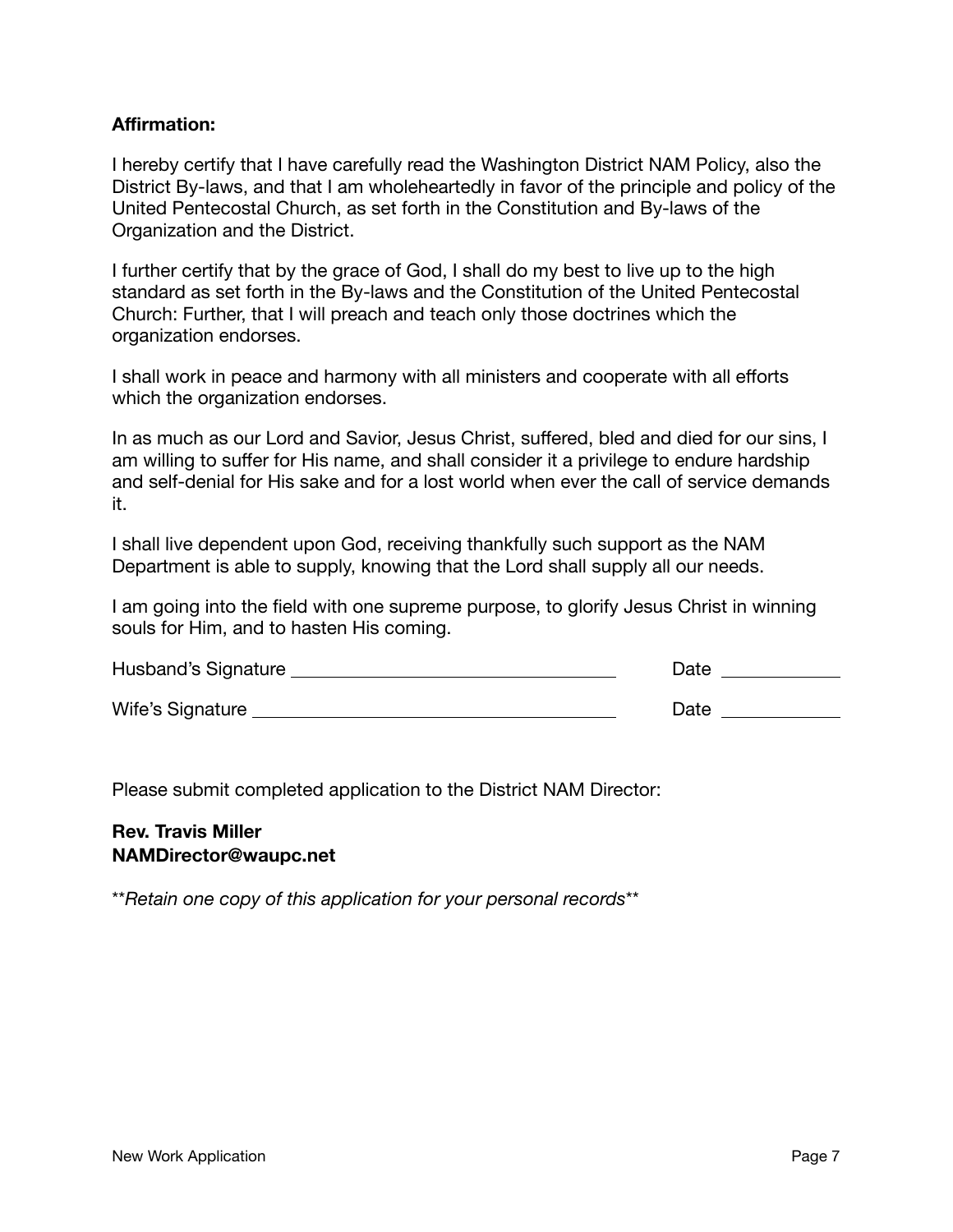**Affirmation:**

I hereby certify that I have carefully read the Washington District NAM Policy, also the District By-laws, and that I am wholeheartedly in favor of the principle and policy of the United Pentecostal Church, as set forth in the Constitution and By-laws of the Organization and the District.

I further certify that by the grace of God, I shall do my best to live up to the high standard as set forth in the By-laws and the Constitution of the United Pentecostal Church: Further, that I will preach and teach only those doctrines which the organization endorses.

I shall work in peace and harmony with all ministers and cooperate with all efforts which the organization endorses.

In as much as our Lord and Savior, Jesus Christ, suffered, bled and died for our sins, I am willing to suffer for His name, and shall consider it a privilege to endure hardship and self-denial for His sake and for a lost world when ever the call of service demands it.

I shall live dependent upon God, receiving thankfully such support as the NAM Department is able to supply, knowing that the Lord shall supply all our needs.

I am going into the field with one supreme purpose, to glorify Jesus Christ in winning souls for Him, and to hasten His coming.

Husband's Signature ______________________________ Date ____________

Wife's Signature ______________________________ Date ____________

Please submit completed application to the District NAM Director:

**Rev. Travis Miller**
**NAMDirector@waupc.net**

**Retain one copy of this application for your personal records**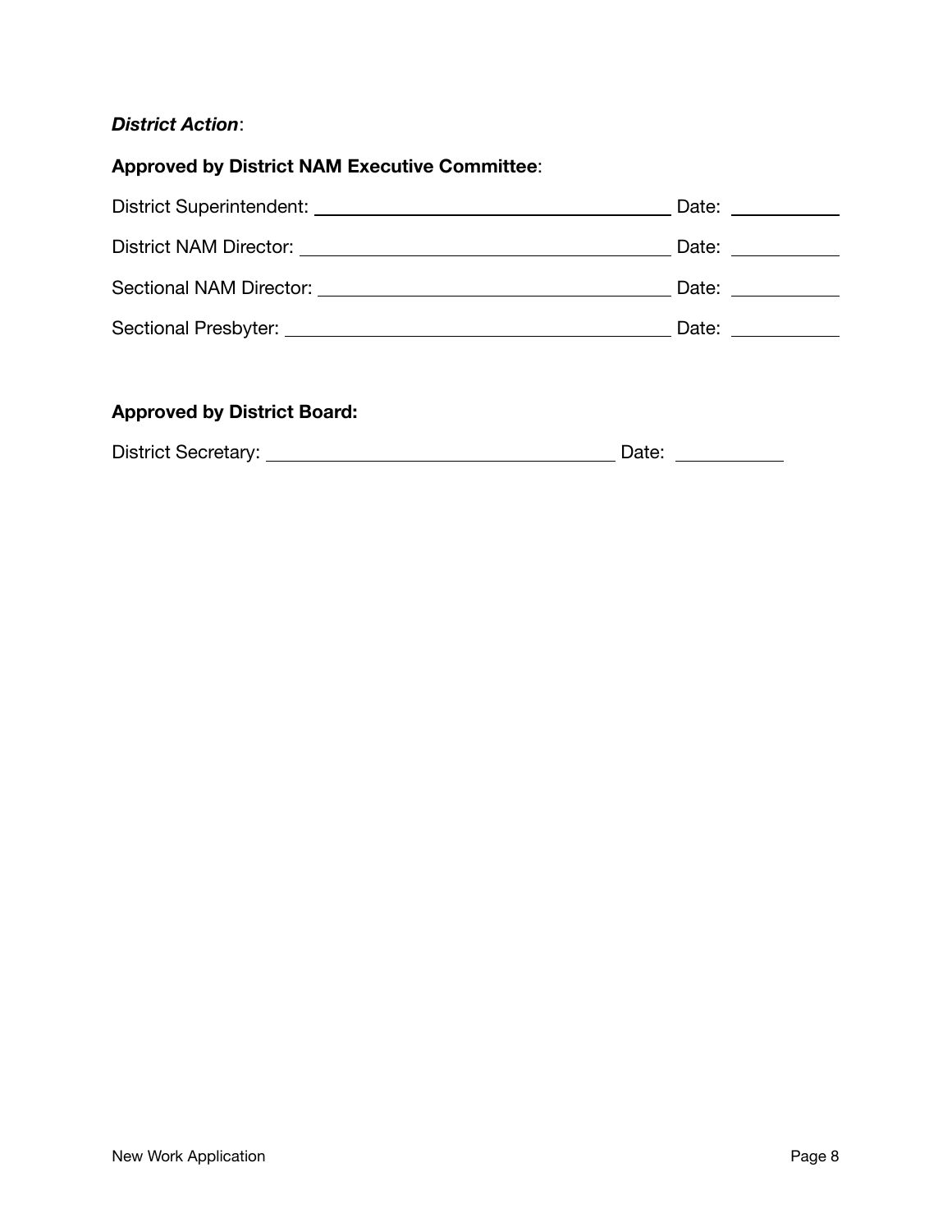***District Action***:

**Approved by District NAM Executive Committee**:

District Superintendent: ______________________________ Date: __________

District NAM Director: ______________________________ Date: __________

Sectional NAM Director: ______________________________ Date: __________

Sectional Presbyter: ______________________________ Date: __________

**Approved by District Board:**

District Secretary: ______________________________ Date: __________